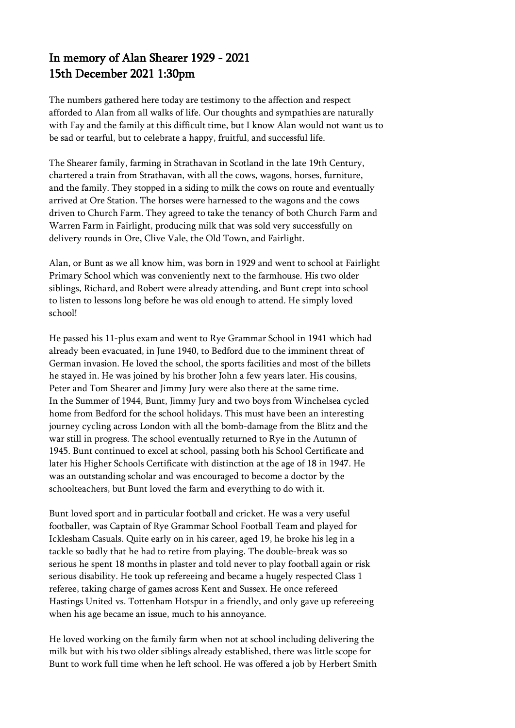# In memory of Alan Shearer 1929 - 2021
# 15th December 2021 1:30pm

The numbers gathered here today are testimony to the affection and respect afforded to Alan from all walks of life. Our thoughts and sympathies are naturally with Fay and the family at this difficult time, but I know Alan would not want us to be sad or tearful, but to celebrate a happy, fruitful, and successful life.

The Shearer family, farming in Strathavan in Scotland in the late 19th Century, chartered a train from Strathavan, with all the cows, wagons, horses, furniture, and the family. They stopped in a siding to milk the cows on route and eventually arrived at Ore Station. The horses were harnessed to the wagons and the cows driven to Church Farm. They agreed to take the tenancy of both Church Farm and Warren Farm in Fairlight, producing milk that was sold very successfully on delivery rounds in Ore, Clive Vale, the Old Town, and Fairlight.

Alan, or Bunt as we all know him, was born in 1929 and went to school at Fairlight Primary School which was conveniently next to the farmhouse. His two older siblings, Richard, and Robert were already attending, and Bunt crept into school to listen to lessons long before he was old enough to attend. He simply loved school!

He passed his 11-plus exam and went to Rye Grammar School in 1941 which had already been evacuated, in June 1940, to Bedford due to the imminent threat of German invasion. He loved the school, the sports facilities and most of the billets he stayed in. He was joined by his brother John a few years later. His cousins, Peter and Tom Shearer and Jimmy Jury were also there at the same time.
In the Summer of 1944, Bunt, Jimmy Jury and two boys from Winchelsea cycled home from Bedford for the school holidays. This must have been an interesting journey cycling across London with all the bomb-damage from the Blitz and the war still in progress. The school eventually returned to Rye in the Autumn of 1945. Bunt continued to excel at school, passing both his School Certificate and later his Higher Schools Certificate with distinction at the age of 18 in 1947. He was an outstanding scholar and was encouraged to become a doctor by the schoolteachers, but Bunt loved the farm and everything to do with it.

Bunt loved sport and in particular football and cricket. He was a very useful footballer, was Captain of Rye Grammar School Football Team and played for Icklesham Casuals. Quite early on in his career, aged 19, he broke his leg in a tackle so badly that he had to retire from playing. The double-break was so serious he spent 18 months in plaster and told never to play football again or risk serious disability. He took up refereeing and became a hugely respected Class 1 referee, taking charge of games across Kent and Sussex. He once refereed Hastings United vs. Tottenham Hotspur in a friendly, and only gave up refereeing when his age became an issue, much to his annoyance.

He loved working on the family farm when not at school including delivering the milk but with his two older siblings already established, there was little scope for Bunt to work full time when he left school. He was offered a job by Herbert Smith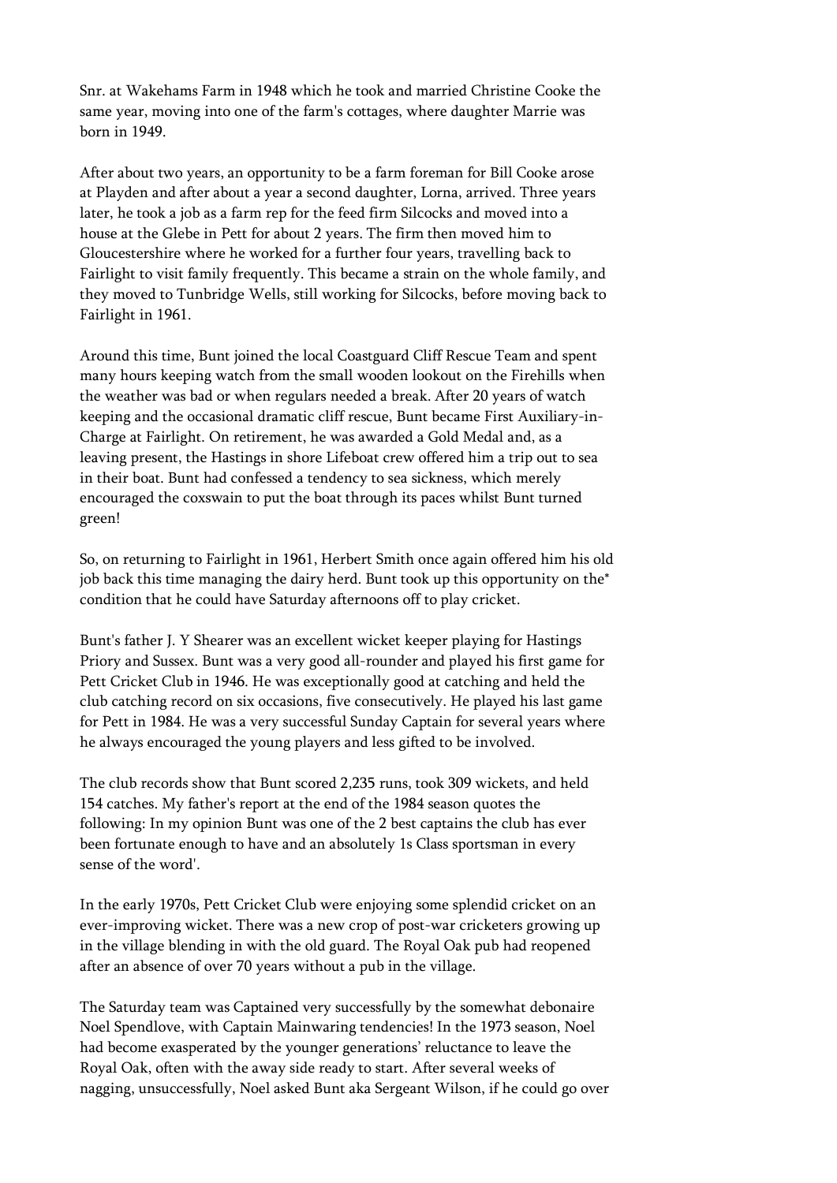Snr. at Wakehams Farm in 1948 which he took and married Christine Cooke the same year, moving into one of the farm's cottages, where daughter Marrie was born in 1949.

After about two years, an opportunity to be a farm foreman for Bill Cooke arose at Playden and after about a year a second daughter, Lorna, arrived. Three years later, he took a job as a farm rep for the feed firm Silcocks and moved into a house at the Glebe in Pett for about 2 years. The firm then moved him to Gloucestershire where he worked for a further four years, travelling back to Fairlight to visit family frequently. This became a strain on the whole family, and they moved to Tunbridge Wells, still working for Silcocks, before moving back to Fairlight in 1961.

Around this time, Bunt joined the local Coastguard Cliff Rescue Team and spent many hours keeping watch from the small wooden lookout on the Firehills when the weather was bad or when regulars needed a break. After 20 years of watch keeping and the occasional dramatic cliff rescue, Bunt became First Auxiliary-in-Charge at Fairlight. On retirement, he was awarded a Gold Medal and, as a leaving present, the Hastings in shore Lifeboat crew offered him a trip out to sea in their boat. Bunt had confessed a tendency to sea sickness, which merely encouraged the coxswain to put the boat through its paces whilst Bunt turned green!

So, on returning to Fairlight in 1961, Herbert Smith once again offered him his old job back this time managing the dairy herd. Bunt took up this opportunity on the* condition that he could have Saturday afternoons off to play cricket.

Bunt's father J. Y Shearer was an excellent wicket keeper playing for Hastings Priory and Sussex. Bunt was a very good all-rounder and played his first game for Pett Cricket Club in 1946. He was exceptionally good at catching and held the club catching record on six occasions, five consecutively. He played his last game for Pett in 1984. He was a very successful Sunday Captain for several years where he always encouraged the young players and less gifted to be involved.

The club records show that Bunt scored 2,235 runs, took 309 wickets, and held 154 catches. My father's report at the end of the 1984 season quotes the following: In my opinion Bunt was one of the 2 best captains the club has ever been fortunate enough to have and an absolutely 1s Class sportsman in every sense of the word'.

In the early 1970s, Pett Cricket Club were enjoying some splendid cricket on an ever-improving wicket. There was a new crop of post-war cricketers growing up in the village blending in with the old guard. The Royal Oak pub had reopened after an absence of over 70 years without a pub in the village.

The Saturday team was Captained very successfully by the somewhat debonaire Noel Spendlove, with Captain Mainwaring tendencies! In the 1973 season, Noel had become exasperated by the younger generations' reluctance to leave the Royal Oak, often with the away side ready to start. After several weeks of nagging, unsuccessfully, Noel asked Bunt aka Sergeant Wilson, if he could go over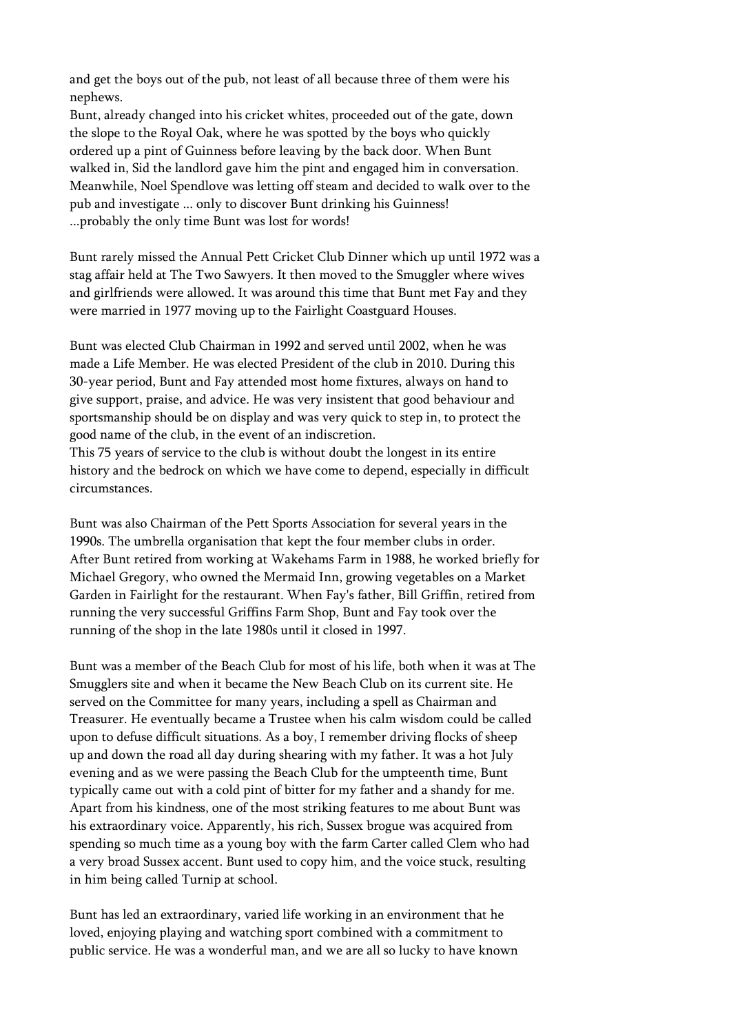and get the boys out of the pub, not least of all because three of them were his nephews.
Bunt, already changed into his cricket whites, proceeded out of the gate, down the slope to the Royal Oak, where he was spotted by the boys who quickly ordered up a pint of Guinness before leaving by the back door. When Bunt walked in, Sid the landlord gave him the pint and engaged him in conversation. Meanwhile, Noel Spendlove was letting off steam and decided to walk over to the pub and investigate ... only to discover Bunt drinking his Guinness!
...probably the only time Bunt was lost for words!

Bunt rarely missed the Annual Pett Cricket Club Dinner which up until 1972 was a stag affair held at The Two Sawyers. It then moved to the Smuggler where wives and girlfriends were allowed. It was around this time that Bunt met Fay and they were married in 1977 moving up to the Fairlight Coastguard Houses.

Bunt was elected Club Chairman in 1992 and served until 2002, when he was made a Life Member. He was elected President of the club in 2010. During this 30-year period, Bunt and Fay attended most home fixtures, always on hand to give support, praise, and advice. He was very insistent that good behaviour and sportsmanship should be on display and was very quick to step in, to protect the good name of the club, in the event of an indiscretion.
This 75 years of service to the club is without doubt the longest in its entire history and the bedrock on which we have come to depend, especially in difficult circumstances.

Bunt was also Chairman of the Pett Sports Association for several years in the 1990s. The umbrella organisation that kept the four member clubs in order.
After Bunt retired from working at Wakehams Farm in 1988, he worked briefly for Michael Gregory, who owned the Mermaid Inn, growing vegetables on a Market Garden in Fairlight for the restaurant. When Fay's father, Bill Griffin, retired from running the very successful Griffins Farm Shop, Bunt and Fay took over the running of the shop in the late 1980s until it closed in 1997.

Bunt was a member of the Beach Club for most of his life, both when it was at The Smugglers site and when it became the New Beach Club on its current site. He served on the Committee for many years, including a spell as Chairman and Treasurer. He eventually became a Trustee when his calm wisdom could be called upon to defuse difficult situations. As a boy, I remember driving flocks of sheep up and down the road all day during shearing with my father. It was a hot July evening and as we were passing the Beach Club for the umpteenth time, Bunt typically came out with a cold pint of bitter for my father and a shandy for me. Apart from his kindness, one of the most striking features to me about Bunt was his extraordinary voice. Apparently, his rich, Sussex brogue was acquired from spending so much time as a young boy with the farm Carter called Clem who had a very broad Sussex accent. Bunt used to copy him, and the voice stuck, resulting in him being called Turnip at school.

Bunt has led an extraordinary, varied life working in an environment that he loved, enjoying playing and watching sport combined with a commitment to public service. He was a wonderful man, and we are all so lucky to have known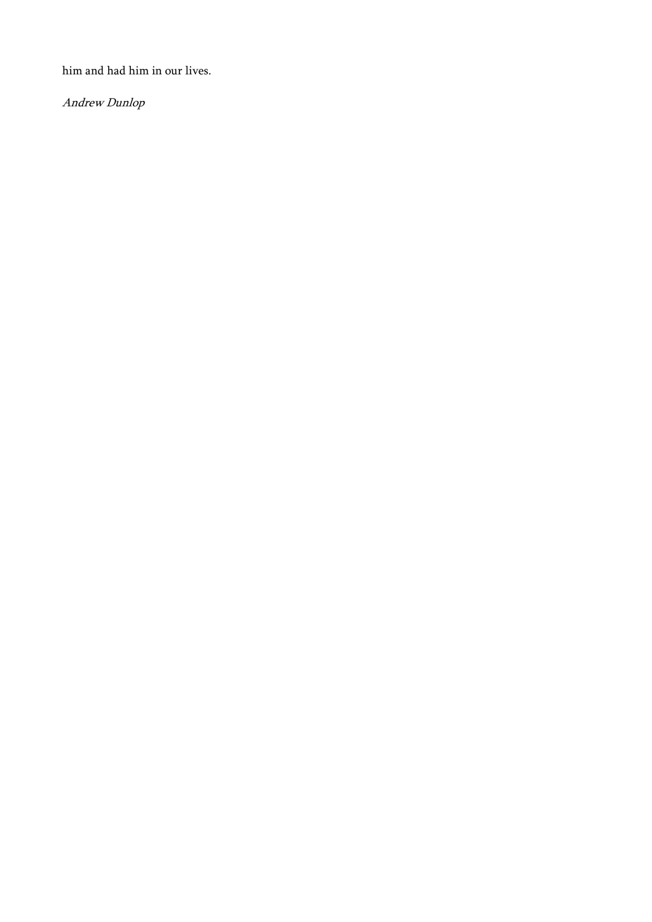him and had him in our lives.

*Andrew Dunlop*